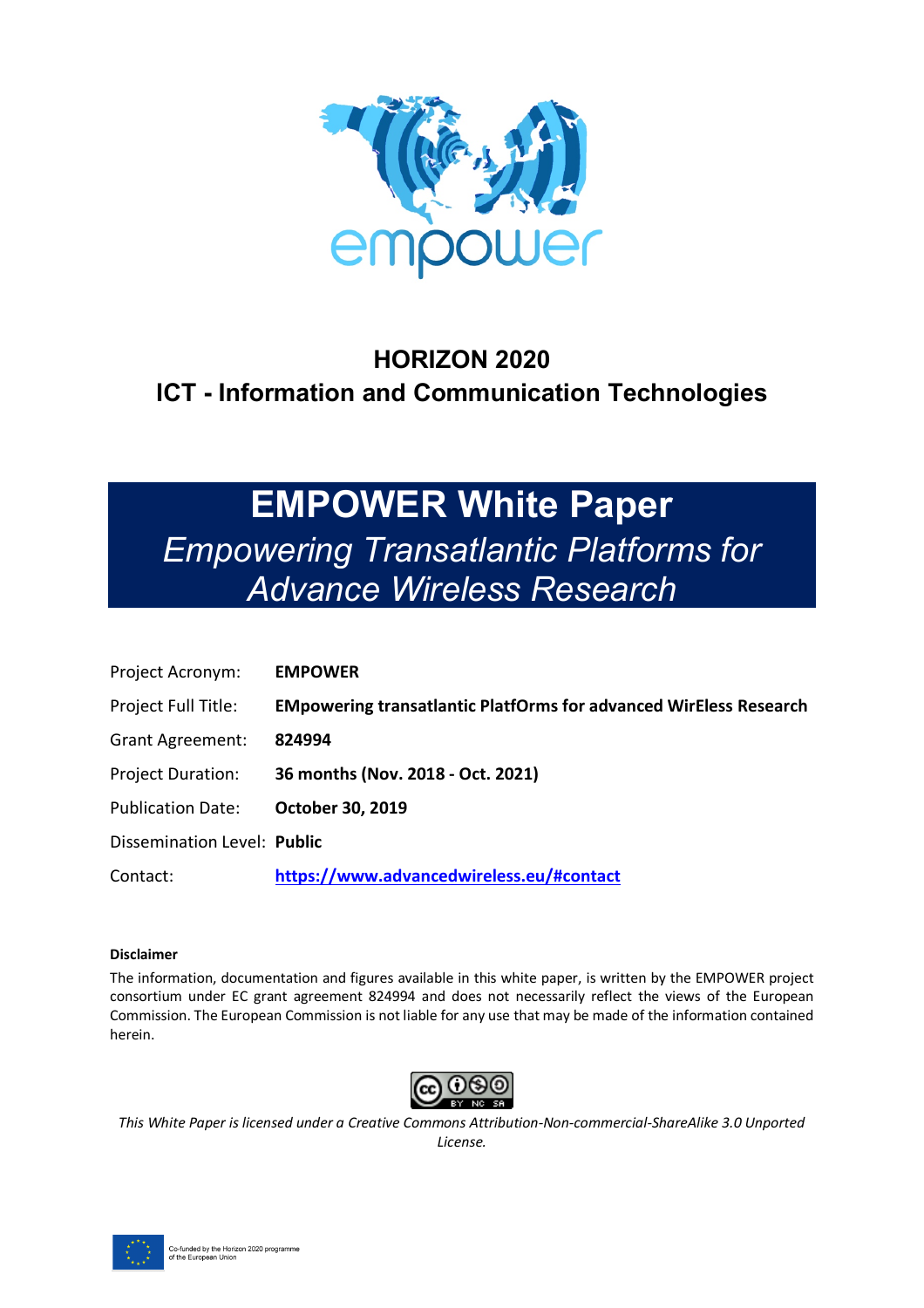empower

## HORIZON 2020

## ICT - Information and Communication Technologies

# EMPOWER White Paper

*Empowering Transatlantic Platforms for Advance Wireless Research*

| | |
|---|---|
| Project Acronym: | **EMPOWER** |
| Project Full Title: | **EMpowering transatlantic PlatfOrms for advanced WirEless Research** |
| Grant Agreement: | **824994** |
| Project Duration: | **36 months (Nov. 2018 - Oct. 2021)** |
| Publication Date: | **October 30, 2019** |
| Dissemination Level: | **Public** |
| Contact: | **https://www.advancedwireless.eu/#contact** |

**Disclaimer**

The information, documentation and figures available in this white paper, is written by the EMPOWER project consortium under EC grant agreement 824994 and does not necessarily reflect the views of the European Commission. The European Commission is not liable for any use that may be made of the information contained herein.

*This White Paper is licensed under a Creative Commons Attribution-Non-commercial-ShareAlike 3.0 Unported License.*

Co-funded by the Horizon 2020 programme of the European Union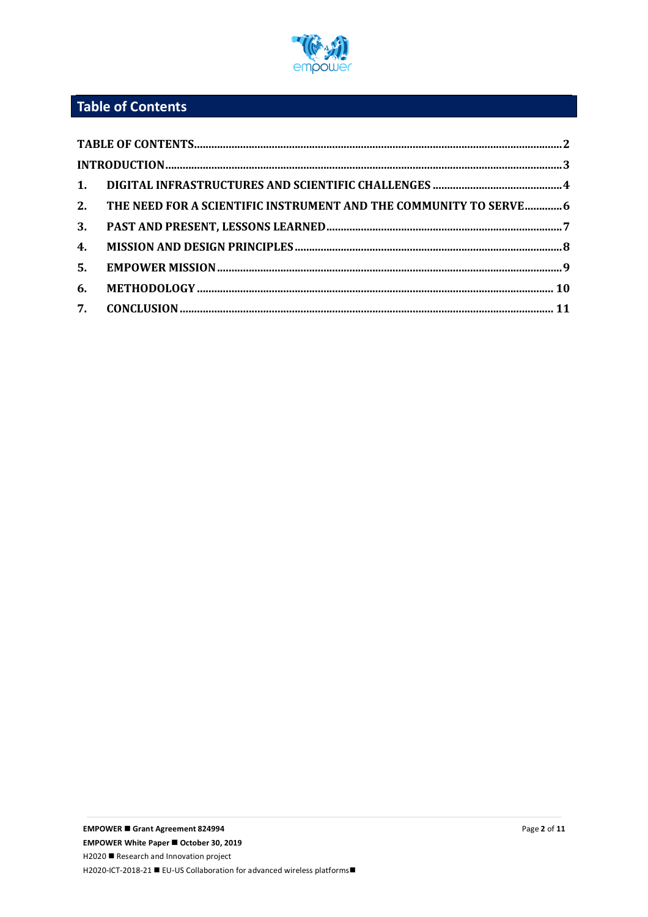# Table of Contents

TABLE OF CONTENTS ............................................................ 2

INTRODUCTION ............................................................ 3

1. DIGITAL INFRASTRUCTURES AND SCIENTIFIC CHALLENGES ............................................................ 4
2. THE NEED FOR A SCIENTIFIC INSTRUMENT AND THE COMMUNITY TO SERVE ............................................................ 6
3. PAST AND PRESENT, LESSONS LEARNED ............................................................ 7
4. MISSION AND DESIGN PRINCIPLES ............................................................ 8
5. EMPOWER MISSION ............................................................ 9
6. METHODOLOGY ............................................................ 10
7. CONCLUSION ............................................................ 11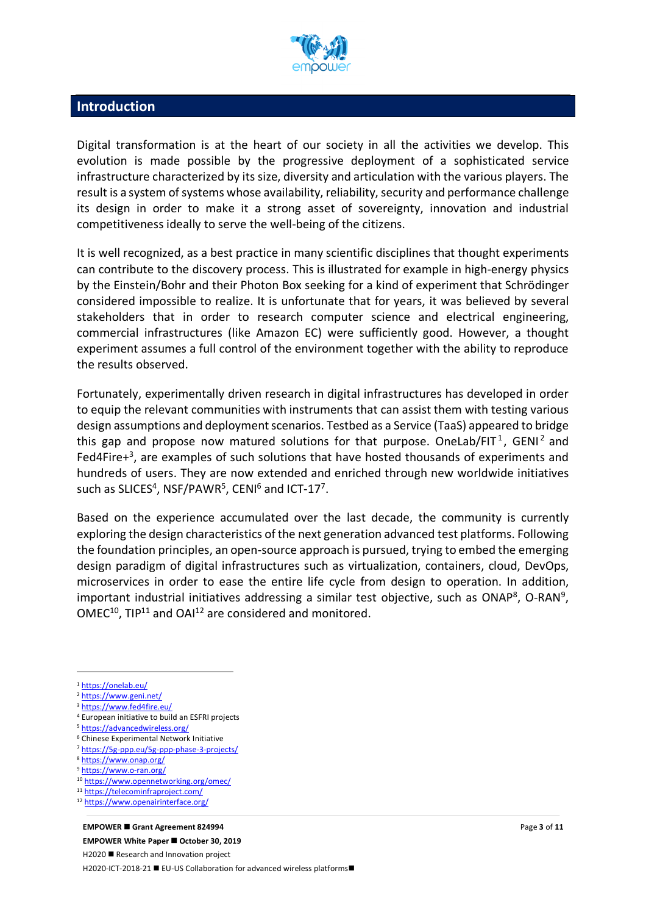## Introduction

Digital transformation is at the heart of our society in all the activities we develop. This evolution is made possible by the progressive deployment of a sophisticated service infrastructure characterized by its size, diversity and articulation with the various players. The result is a system of systems whose availability, reliability, security and performance challenge its design in order to make it a strong asset of sovereignty, innovation and industrial competitiveness ideally to serve the well-being of the citizens.

It is well recognized, as a best practice in many scientific disciplines that thought experiments can contribute to the discovery process. This is illustrated for example in high-energy physics by the Einstein/Bohr and their Photon Box seeking for a kind of experiment that Schrödinger considered impossible to realize. It is unfortunate that for years, it was believed by several stakeholders that in order to research computer science and electrical engineering, commercial infrastructures (like Amazon EC) were sufficiently good. However, a thought experiment assumes a full control of the environment together with the ability to reproduce the results observed.

Fortunately, experimentally driven research in digital infrastructures has developed in order to equip the relevant communities with instruments that can assist them with testing various design assumptions and deployment scenarios. Testbed as a Service (TaaS) appeared to bridge this gap and propose now matured solutions for that purpose. OneLab/FIT[1], GENI[2] and Fed4Fire+[3], are examples of such solutions that have hosted thousands of experiments and hundreds of users. They are now extended and enriched through new worldwide initiatives such as SLICES[4], NSF/PAWR[5], CENI[6] and ICT-17[7].

Based on the experience accumulated over the last decade, the community is currently exploring the design characteristics of the next generation advanced test platforms. Following the foundation principles, an open-source approach is pursued, trying to embed the emerging design paradigm of digital infrastructures such as virtualization, containers, cloud, DevOps, microservices in order to ease the entire life cycle from design to operation. In addition, important industrial initiatives addressing a similar test objective, such as ONAP[8], O-RAN[9], OMEC[10], TIP[11] and OAI[12] are considered and monitored.

---

[1] https://onelab.eu/
[2] https://www.geni.net/
[3] https://www.fed4fire.eu/
[4] European initiative to build an ESFRI projects
[5] https://advancedwireless.org/
[6] Chinese Experimental Network Initiative
[7] https://5g-ppp.eu/5g-ppp-phase-3-projects/
[8] https://www.onap.org/
[9] https://www.o-ran.org/
[10] https://www.opennetworking.org/omec/
[11] https://telecominfraproject.com/
[12] https://www.openairinterface.org/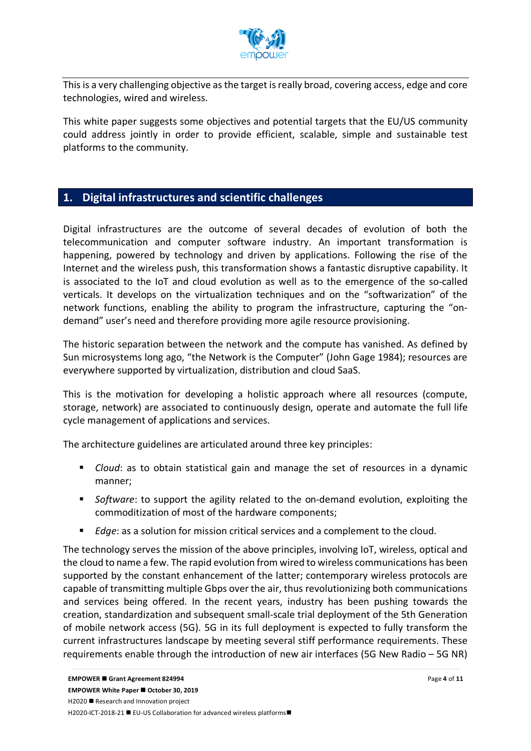This is a very challenging objective as the target is really broad, covering access, edge and core technologies, wired and wireless.

This white paper suggests some objectives and potential targets that the EU/US community could address jointly in order to provide efficient, scalable, simple and sustainable test platforms to the community.

## 1. Digital infrastructures and scientific challenges

Digital infrastructures are the outcome of several decades of evolution of both the telecommunication and computer software industry. An important transformation is happening, powered by technology and driven by applications. Following the rise of the Internet and the wireless push, this transformation shows a fantastic disruptive capability. It is associated to the IoT and cloud evolution as well as to the emergence of the so-called verticals. It develops on the virtualization techniques and on the "softwarization" of the network functions, enabling the ability to program the infrastructure, capturing the "on-demand" user's need and therefore providing more agile resource provisioning.

The historic separation between the network and the compute has vanished. As defined by Sun microsystems long ago, "the Network is the Computer" (John Gage 1984); resources are everywhere supported by virtualization, distribution and cloud SaaS.

This is the motivation for developing a holistic approach where all resources (compute, storage, network) are associated to continuously design, operate and automate the full life cycle management of applications and services.

The architecture guidelines are articulated around three key principles:

- *Cloud*: as to obtain statistical gain and manage the set of resources in a dynamic manner;
- *Software*: to support the agility related to the on-demand evolution, exploiting the commoditization of most of the hardware components;
- *Edge*: as a solution for mission critical services and a complement to the cloud.

The technology serves the mission of the above principles, involving IoT, wireless, optical and the cloud to name a few. The rapid evolution from wired to wireless communications has been supported by the constant enhancement of the latter; contemporary wireless protocols are capable of transmitting multiple Gbps over the air, thus revolutionizing both communications and services being offered. In the recent years, industry has been pushing towards the creation, standardization and subsequent small-scale trial deployment of the 5th Generation of mobile network access (5G). 5G in its full deployment is expected to fully transform the current infrastructures landscape by meeting several stiff performance requirements. These requirements enable through the introduction of new air interfaces (5G New Radio – 5G NR)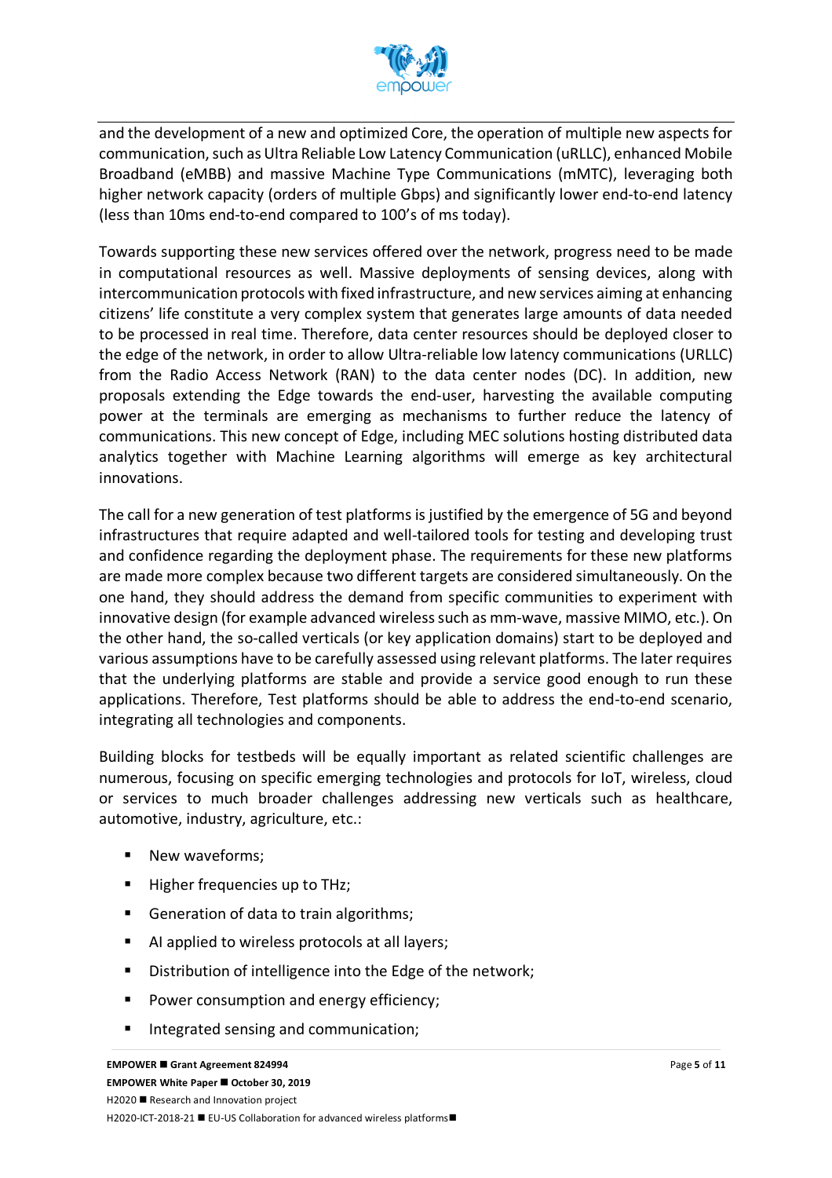and the development of a new and optimized Core, the operation of multiple new aspects for communication, such as Ultra Reliable Low Latency Communication (uRLLC), enhanced Mobile Broadband (eMBB) and massive Machine Type Communications (mMTC), leveraging both higher network capacity (orders of multiple Gbps) and significantly lower end-to-end latency (less than 10ms end-to-end compared to 100's of ms today).

Towards supporting these new services offered over the network, progress need to be made in computational resources as well. Massive deployments of sensing devices, along with intercommunication protocols with fixed infrastructure, and new services aiming at enhancing citizens' life constitute a very complex system that generates large amounts of data needed to be processed in real time. Therefore, data center resources should be deployed closer to the edge of the network, in order to allow Ultra-reliable low latency communications (URLLC) from the Radio Access Network (RAN) to the data center nodes (DC). In addition, new proposals extending the Edge towards the end-user, harvesting the available computing power at the terminals are emerging as mechanisms to further reduce the latency of communications. This new concept of Edge, including MEC solutions hosting distributed data analytics together with Machine Learning algorithms will emerge as key architectural innovations.

The call for a new generation of test platforms is justified by the emergence of 5G and beyond infrastructures that require adapted and well-tailored tools for testing and developing trust and confidence regarding the deployment phase. The requirements for these new platforms are made more complex because two different targets are considered simultaneously. On the one hand, they should address the demand from specific communities to experiment with innovative design (for example advanced wireless such as mm-wave, massive MIMO, etc.). On the other hand, the so-called verticals (or key application domains) start to be deployed and various assumptions have to be carefully assessed using relevant platforms. The later requires that the underlying platforms are stable and provide a service good enough to run these applications. Therefore, Test platforms should be able to address the end-to-end scenario, integrating all technologies and components.

Building blocks for testbeds will be equally important as related scientific challenges are numerous, focusing on specific emerging technologies and protocols for IoT, wireless, cloud or services to much broader challenges addressing new verticals such as healthcare, automotive, industry, agriculture, etc.:

- New waveforms;
- Higher frequencies up to THz;
- Generation of data to train algorithms;
- AI applied to wireless protocols at all layers;
- Distribution of intelligence into the Edge of the network;
- Power consumption and energy efficiency;
- Integrated sensing and communication;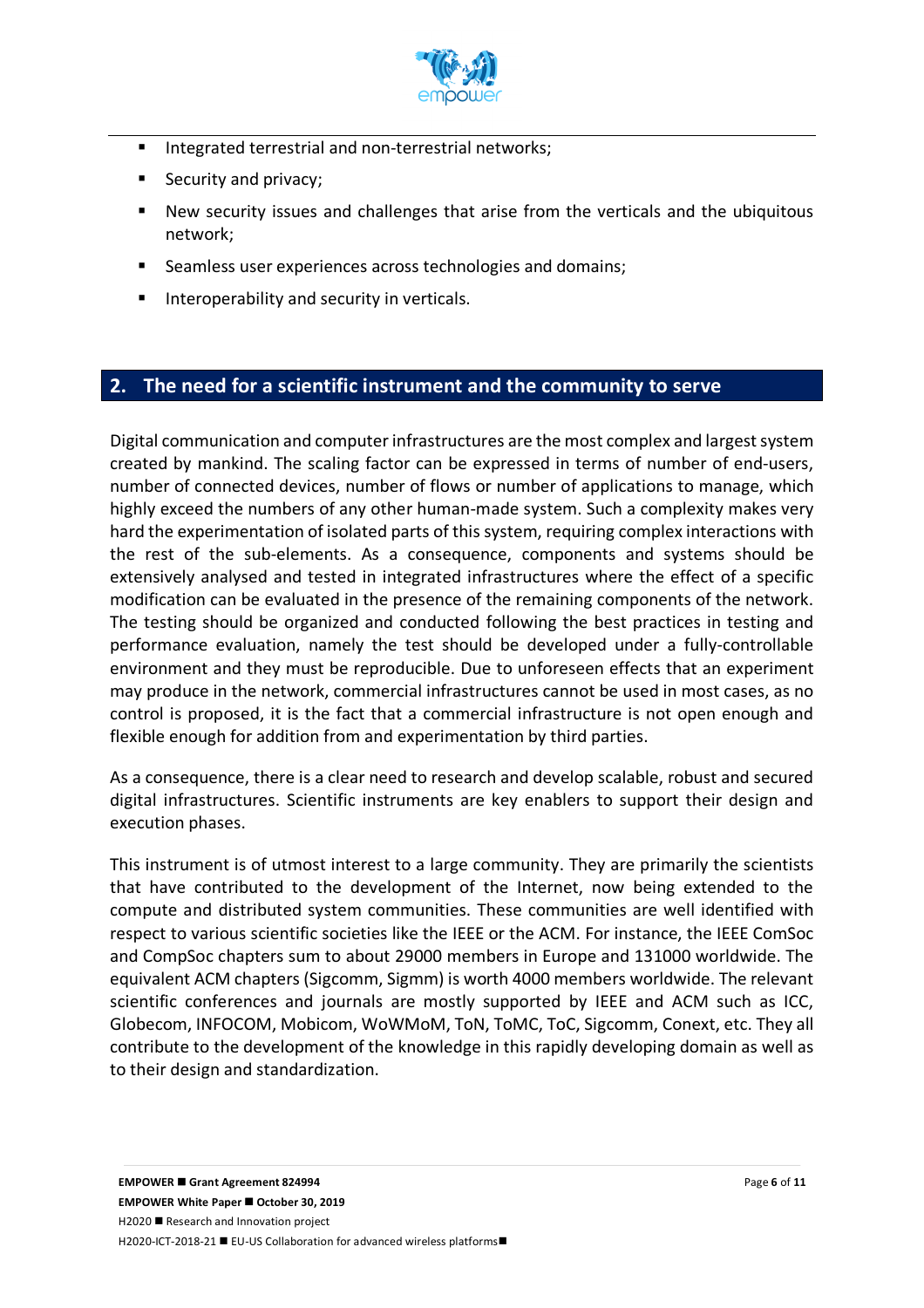- Integrated terrestrial and non-terrestrial networks;
- Security and privacy;
- New security issues and challenges that arise from the verticals and the ubiquitous network;
- Seamless user experiences across technologies and domains;
- Interoperability and security in verticals.

## 2. The need for a scientific instrument and the community to serve

Digital communication and computer infrastructures are the most complex and largest system created by mankind. The scaling factor can be expressed in terms of number of end-users, number of connected devices, number of flows or number of applications to manage, which highly exceed the numbers of any other human-made system. Such a complexity makes very hard the experimentation of isolated parts of this system, requiring complex interactions with the rest of the sub-elements. As a consequence, components and systems should be extensively analysed and tested in integrated infrastructures where the effect of a specific modification can be evaluated in the presence of the remaining components of the network. The testing should be organized and conducted following the best practices in testing and performance evaluation, namely the test should be developed under a fully-controllable environment and they must be reproducible. Due to unforeseen effects that an experiment may produce in the network, commercial infrastructures cannot be used in most cases, as no control is proposed, it is the fact that a commercial infrastructure is not open enough and flexible enough for addition from and experimentation by third parties.

As a consequence, there is a clear need to research and develop scalable, robust and secured digital infrastructures. Scientific instruments are key enablers to support their design and execution phases.

This instrument is of utmost interest to a large community. They are primarily the scientists that have contributed to the development of the Internet, now being extended to the compute and distributed system communities. These communities are well identified with respect to various scientific societies like the IEEE or the ACM. For instance, the IEEE ComSoc and CompSoc chapters sum to about 29000 members in Europe and 131000 worldwide. The equivalent ACM chapters (Sigcomm, Sigmm) is worth 4000 members worldwide. The relevant scientific conferences and journals are mostly supported by IEEE and ACM such as ICC, Globecom, INFOCOM, Mobicom, WoWMoM, ToN, ToMC, ToC, Sigcomm, Conext, etc. They all contribute to the development of the knowledge in this rapidly developing domain as well as to their design and standardization.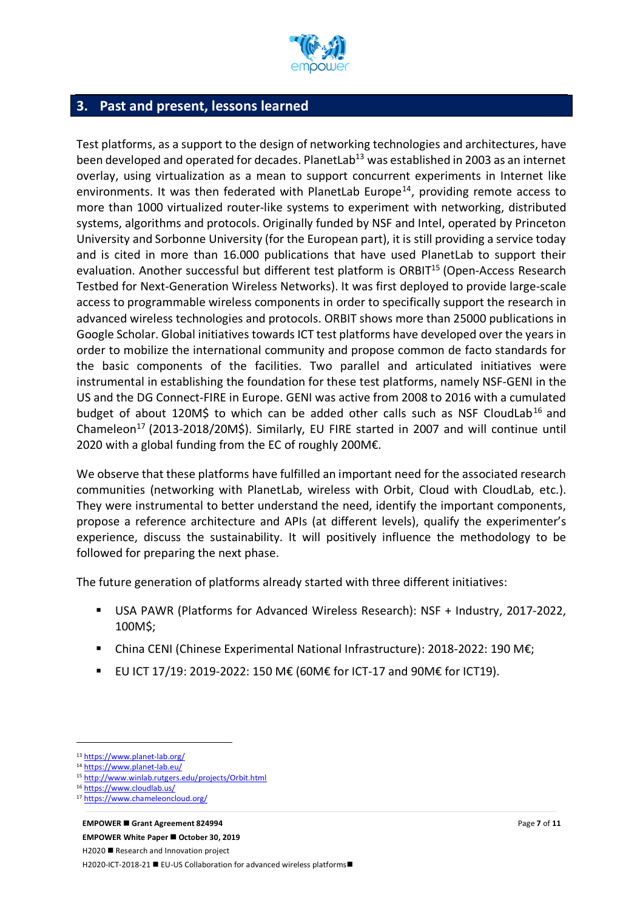## 3. Past and present, lessons learned

Test platforms, as a support to the design of networking technologies and architectures, have been developed and operated for decades. PlanetLab[13] was established in 2003 as an internet overlay, using virtualization as a mean to support concurrent experiments in Internet like environments. It was then federated with PlanetLab Europe[14], providing remote access to more than 1000 virtualized router-like systems to experiment with networking, distributed systems, algorithms and protocols. Originally funded by NSF and Intel, operated by Princeton University and Sorbonne University (for the European part), it is still providing a service today and is cited in more than 16.000 publications that have used PlanetLab to support their evaluation. Another successful but different test platform is ORBIT[15] (Open-Access Research Testbed for Next-Generation Wireless Networks). It was first deployed to provide large-scale access to programmable wireless components in order to specifically support the research in advanced wireless technologies and protocols. ORBIT shows more than 25000 publications in Google Scholar. Global initiatives towards ICT test platforms have developed over the years in order to mobilize the international community and propose common de facto standards for the basic components of the facilities. Two parallel and articulated initiatives were instrumental in establishing the foundation for these test platforms, namely NSF-GENI in the US and the DG Connect-FIRE in Europe. GENI was active from 2008 to 2016 with a cumulated budget of about 120M$ to which can be added other calls such as NSF CloudLab[16] and Chameleon[17] (2013-2018/20M$). Similarly, EU FIRE started in 2007 and will continue until 2020 with a global funding from the EC of roughly 200M€.

We observe that these platforms have fulfilled an important need for the associated research communities (networking with PlanetLab, wireless with Orbit, Cloud with CloudLab, etc.). They were instrumental to better understand the need, identify the important components, propose a reference architecture and APIs (at different levels), qualify the experimenter's experience, discuss the sustainability. It will positively influence the methodology to be followed for preparing the next phase.

The future generation of platforms already started with three different initiatives:

- USA PAWR (Platforms for Advanced Wireless Research): NSF + Industry, 2017-2022, 100M$;
- China CENI (Chinese Experimental National Infrastructure): 2018-2022: 190 M€;
- EU ICT 17/19: 2019-2022: 150 M€ (60M€ for ICT-17 and 90M€ for ICT19).

[13] https://www.planet-lab.org/
[14] https://www.planet-lab.eu/
[15] http://www.winlab.rutgers.edu/projects/Orbit.html
[16] https://www.cloudlab.us/
[17] https://www.chameleoncloud.org/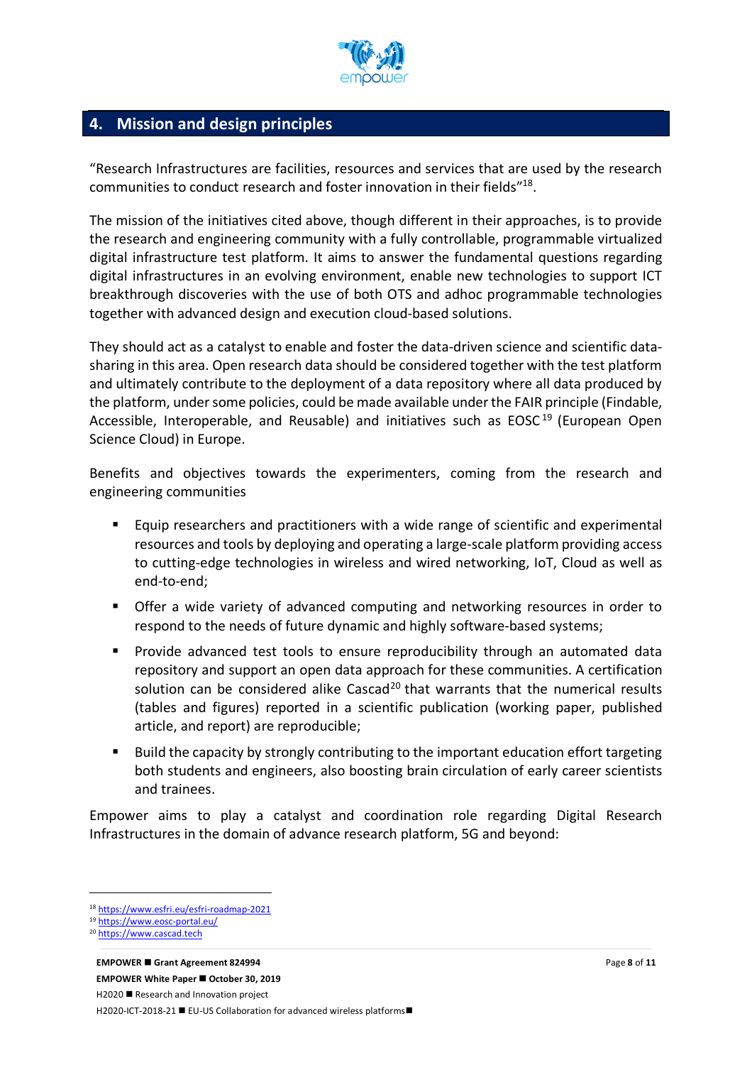## 4. Mission and design principles

"Research Infrastructures are facilities, resources and services that are used by the research communities to conduct research and foster innovation in their fields"[18].

The mission of the initiatives cited above, though different in their approaches, is to provide the research and engineering community with a fully controllable, programmable virtualized digital infrastructure test platform. It aims to answer the fundamental questions regarding digital infrastructures in an evolving environment, enable new technologies to support ICT breakthrough discoveries with the use of both OTS and adhoc programmable technologies together with advanced design and execution cloud-based solutions.

They should act as a catalyst to enable and foster the data-driven science and scientific data-sharing in this area. Open research data should be considered together with the test platform and ultimately contribute to the deployment of a data repository where all data produced by the platform, under some policies, could be made available under the FAIR principle (Findable, Accessible, Interoperable, and Reusable) and initiatives such as EOSC[19] (European Open Science Cloud) in Europe.

Benefits and objectives towards the experimenters, coming from the research and engineering communities

- Equip researchers and practitioners with a wide range of scientific and experimental resources and tools by deploying and operating a large-scale platform providing access to cutting-edge technologies in wireless and wired networking, IoT, Cloud as well as end-to-end;
- Offer a wide variety of advanced computing and networking resources in order to respond to the needs of future dynamic and highly software-based systems;
- Provide advanced test tools to ensure reproducibility through an automated data repository and support an open data approach for these communities. A certification solution can be considered alike Cascad[20] that warrants that the numerical results (tables and figures) reported in a scientific publication (working paper, published article, and report) are reproducible;
- Build the capacity by strongly contributing to the important education effort targeting both students and engineers, also boosting brain circulation of early career scientists and trainees.

Empower aims to play a catalyst and coordination role regarding Digital Research Infrastructures in the domain of advance research platform, 5G and beyond:

[18] https://www.esfri.eu/esfri-roadmap-2021
[19] https://www.eosc-portal.eu/
[20] https://www.cascad.tech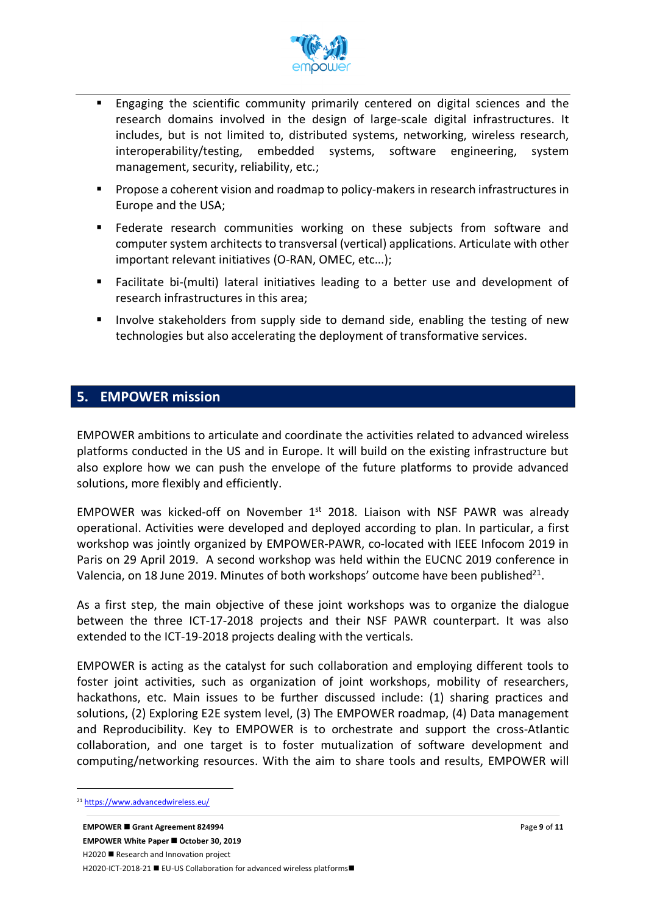- Engaging the scientific community primarily centered on digital sciences and the research domains involved in the design of large-scale digital infrastructures. It includes, but is not limited to, distributed systems, networking, wireless research, interoperability/testing, embedded systems, software engineering, system management, security, reliability, etc.;
- Propose a coherent vision and roadmap to policy-makers in research infrastructures in Europe and the USA;
- Federate research communities working on these subjects from software and computer system architects to transversal (vertical) applications. Articulate with other important relevant initiatives (O-RAN, OMEC, etc...);
- Facilitate bi-(multi) lateral initiatives leading to a better use and development of research infrastructures in this area;
- Involve stakeholders from supply side to demand side, enabling the testing of new technologies but also accelerating the deployment of transformative services.

## 5. EMPOWER mission

EMPOWER ambitions to articulate and coordinate the activities related to advanced wireless platforms conducted in the US and in Europe. It will build on the existing infrastructure but also explore how we can push the envelope of the future platforms to provide advanced solutions, more flexibly and efficiently.

EMPOWER was kicked-off on November 1st 2018. Liaison with NSF PAWR was already operational. Activities were developed and deployed according to plan. In particular, a first workshop was jointly organized by EMPOWER-PAWR, co-located with IEEE Infocom 2019 in Paris on 29 April 2019. A second workshop was held within the EUCNC 2019 conference in Valencia, on 18 June 2019. Minutes of both workshops' outcome have been published[21].

As a first step, the main objective of these joint workshops was to organize the dialogue between the three ICT-17-2018 projects and their NSF PAWR counterpart. It was also extended to the ICT-19-2018 projects dealing with the verticals.

EMPOWER is acting as the catalyst for such collaboration and employing different tools to foster joint activities, such as organization of joint workshops, mobility of researchers, hackathons, etc. Main issues to be further discussed include: (1) sharing practices and solutions, (2) Exploring E2E system level, (3) The EMPOWER roadmap, (4) Data management and Reproducibility. Key to EMPOWER is to orchestrate and support the cross-Atlantic collaboration, and one target is to foster mutualization of software development and computing/networking resources. With the aim to share tools and results, EMPOWER will

[21] https://www.advancedwireless.eu/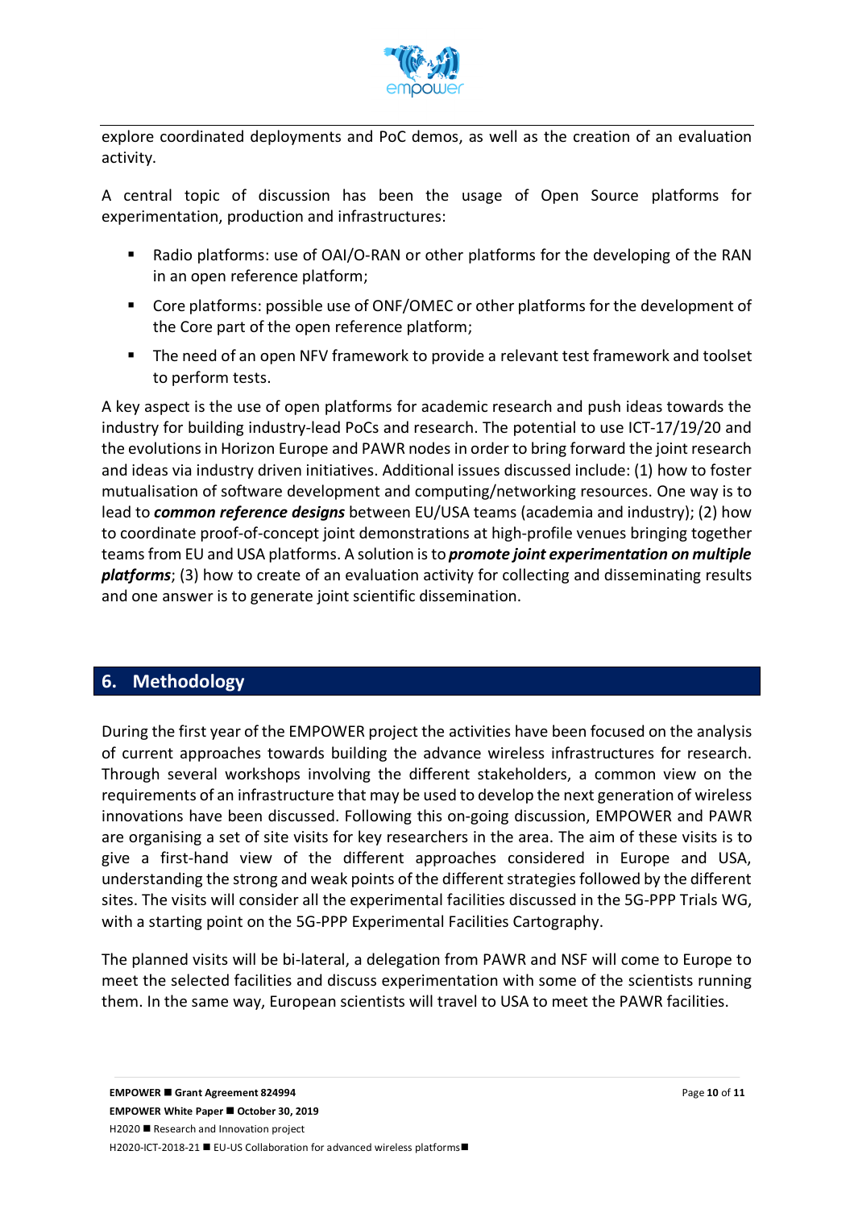explore coordinated deployments and PoC demos, as well as the creation of an evaluation activity.

A central topic of discussion has been the usage of Open Source platforms for experimentation, production and infrastructures:

- Radio platforms: use of OAI/O-RAN or other platforms for the developing of the RAN in an open reference platform;
- Core platforms: possible use of ONF/OMEC or other platforms for the development of the Core part of the open reference platform;
- The need of an open NFV framework to provide a relevant test framework and toolset to perform tests.

A key aspect is the use of open platforms for academic research and push ideas towards the industry for building industry-lead PoCs and research. The potential to use ICT-17/19/20 and the evolutions in Horizon Europe and PAWR nodes in order to bring forward the joint research and ideas via industry driven initiatives. Additional issues discussed include: (1) how to foster mutualisation of software development and computing/networking resources. One way is to lead to ***common reference designs*** between EU/USA teams (academia and industry); (2) how to coordinate proof-of-concept joint demonstrations at high-profile venues bringing together teams from EU and USA platforms. A solution is to ***promote joint experimentation on multiple platforms***; (3) how to create of an evaluation activity for collecting and disseminating results and one answer is to generate joint scientific dissemination.

## 6. Methodology

During the first year of the EMPOWER project the activities have been focused on the analysis of current approaches towards building the advance wireless infrastructures for research. Through several workshops involving the different stakeholders, a common view on the requirements of an infrastructure that may be used to develop the next generation of wireless innovations have been discussed. Following this on-going discussion, EMPOWER and PAWR are organising a set of site visits for key researchers in the area. The aim of these visits is to give a first-hand view of the different approaches considered in Europe and USA, understanding the strong and weak points of the different strategies followed by the different sites. The visits will consider all the experimental facilities discussed in the 5G-PPP Trials WG, with a starting point on the 5G-PPP Experimental Facilities Cartography.

The planned visits will be bi-lateral, a delegation from PAWR and NSF will come to Europe to meet the selected facilities and discuss experimentation with some of the scientists running them. In the same way, European scientists will travel to USA to meet the PAWR facilities.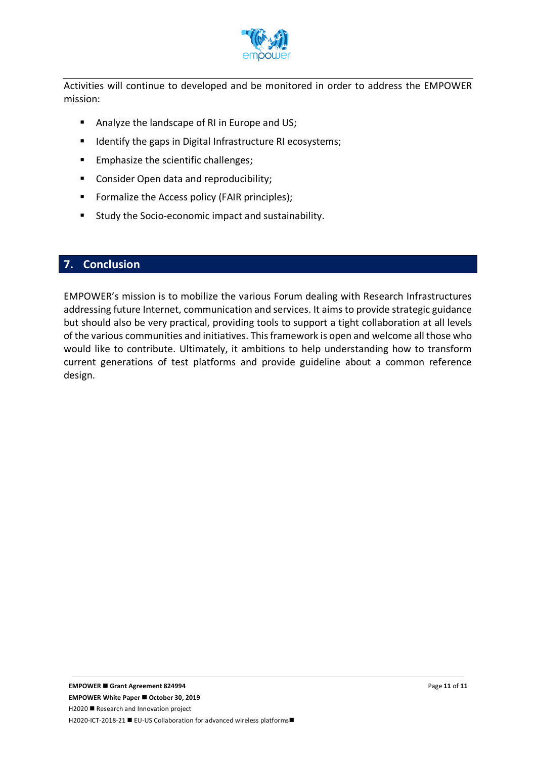Activities will continue to developed and be monitored in order to address the EMPOWER mission:

- Analyze the landscape of RI in Europe and US;
- Identify the gaps in Digital Infrastructure RI ecosystems;
- Emphasize the scientific challenges;
- Consider Open data and reproducibility;
- Formalize the Access policy (FAIR principles);
- Study the Socio-economic impact and sustainability.

## 7. Conclusion

EMPOWER's mission is to mobilize the various Forum dealing with Research Infrastructures addressing future Internet, communication and services. It aims to provide strategic guidance but should also be very practical, providing tools to support a tight collaboration at all levels of the various communities and initiatives. This framework is open and welcome all those who would like to contribute. Ultimately, it ambitions to help understanding how to transform current generations of test platforms and provide guideline about a common reference design.